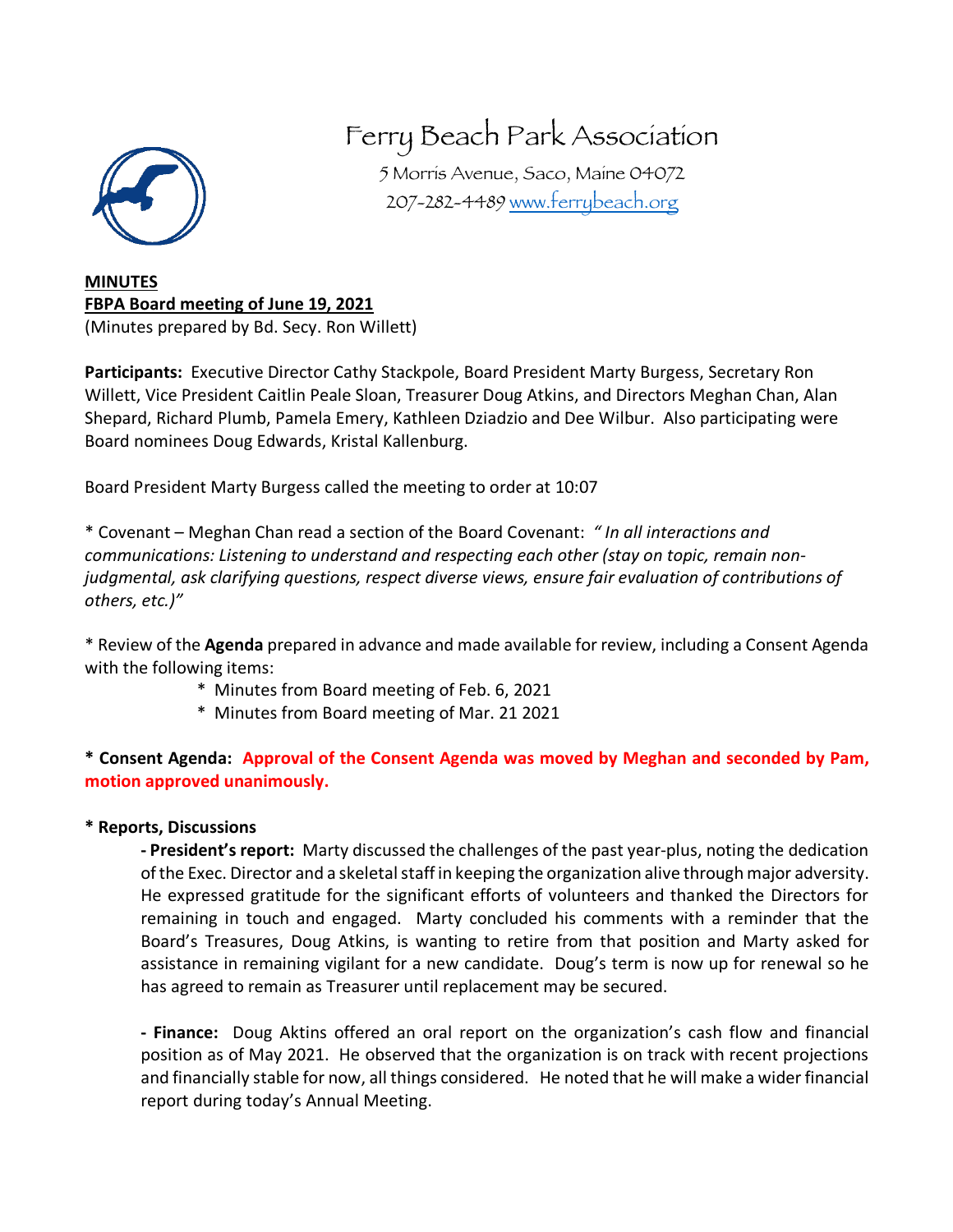# Ferry Beach Park Association

5 Morris Avenue, Saco, Maine 04072
207-282-4489 www.ferrybeach.org

**MINUTES**
**FBPA Board meeting of June 19, 2021**
(Minutes prepared by Bd. Secy. Ron Willett)

**Participants:** Executive Director Cathy Stackpole, Board President Marty Burgess, Secretary Ron Willett, Vice President Caitlin Peale Sloan, Treasurer Doug Atkins, and Directors Meghan Chan, Alan Shepard, Richard Plumb, Pamela Emery, Kathleen Dziadzio and Dee Wilbur. Also participating were Board nominees Doug Edwards, Kristal Kallenburg.

Board President Marty Burgess called the meeting to order at 10:07

* Covenant – Meghan Chan read a section of the Board Covenant: *" In all interactions and communications: Listening to understand and respecting each other (stay on topic, remain non-judgmental, ask clarifying questions, respect diverse views, ensure fair evaluation of contributions of others, etc.)"*

* Review of the **Agenda** prepared in advance and made available for review, including a Consent Agenda with the following items:
  * Minutes from Board meeting of Feb. 6, 2021
  * Minutes from Board meeting of Mar. 21 2021

**\* Consent Agenda: Approval of the Consent Agenda was moved by Meghan and seconded by Pam, motion approved unanimously.**

**\* Reports, Discussions**

**- President's report:** Marty discussed the challenges of the past year-plus, noting the dedication of the Exec. Director and a skeletal staff in keeping the organization alive through major adversity. He expressed gratitude for the significant efforts of volunteers and thanked the Directors for remaining in touch and engaged. Marty concluded his comments with a reminder that the Board's Treasures, Doug Atkins, is wanting to retire from that position and Marty asked for assistance in remaining vigilant for a new candidate. Doug's term is now up for renewal so he has agreed to remain as Treasurer until replacement may be secured.

**- Finance:** Doug Aktins offered an oral report on the organization's cash flow and financial position as of May 2021. He observed that the organization is on track with recent projections and financially stable for now, all things considered. He noted that he will make a wider financial report during today's Annual Meeting.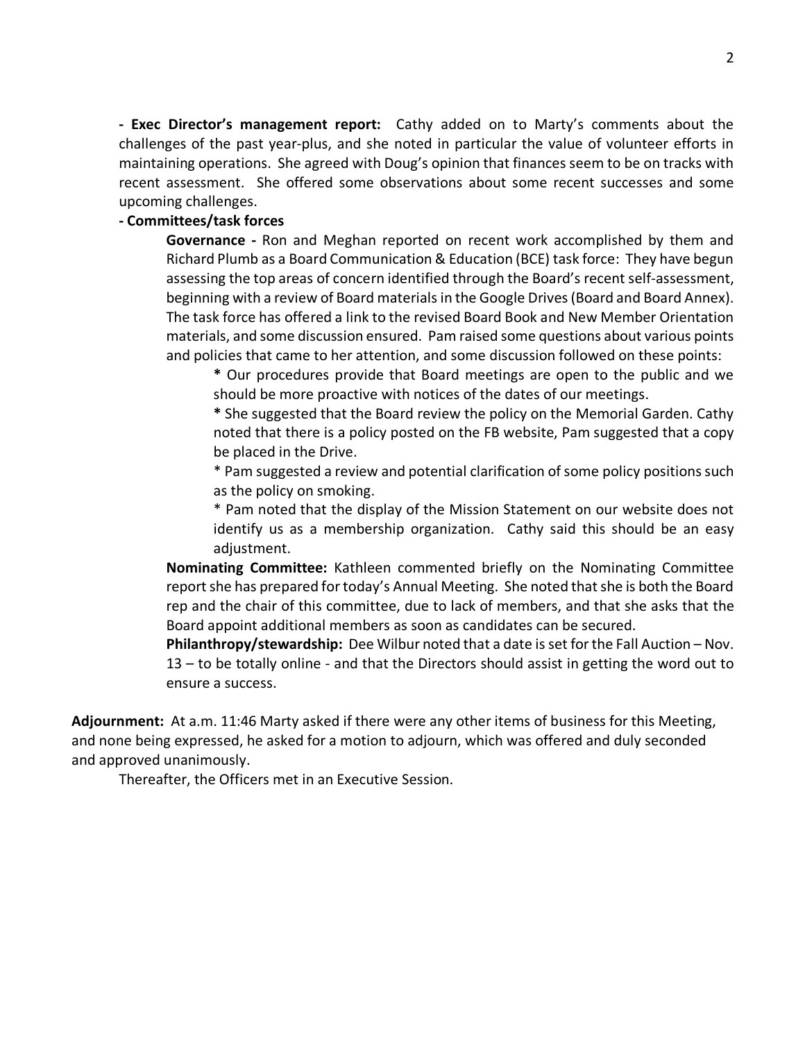**- Exec Director's management report:** Cathy added on to Marty's comments about the challenges of the past year-plus, and she noted in particular the value of volunteer efforts in maintaining operations. She agreed with Doug's opinion that finances seem to be on tracks with recent assessment. She offered some observations about some recent successes and some upcoming challenges.

**- Committees/task forces**

> **Governance -** Ron and Meghan reported on recent work accomplished by them and Richard Plumb as a Board Communication & Education (BCE) task force: They have begun assessing the top areas of concern identified through the Board's recent self-assessment, beginning with a review of Board materials in the Google Drives (Board and Board Annex). The task force has offered a link to the revised Board Book and New Member Orientation materials, and some discussion ensured. Pam raised some questions about various points and policies that came to her attention, and some discussion followed on these points:
>
> > **\*** Our procedures provide that Board meetings are open to the public and we should be more proactive with notices of the dates of our meetings.
> >
> > **\*** She suggested that the Board review the policy on the Memorial Garden. Cathy noted that there is a policy posted on the FB website, Pam suggested that a copy be placed in the Drive.
> >
> > \* Pam suggested a review and potential clarification of some policy positions such as the policy on smoking.
> >
> > \* Pam noted that the display of the Mission Statement on our website does not identify us as a membership organization. Cathy said this should be an easy adjustment.
>
> **Nominating Committee:** Kathleen commented briefly on the Nominating Committee report she has prepared for today's Annual Meeting. She noted that she is both the Board rep and the chair of this committee, due to lack of members, and that she asks that the Board appoint additional members as soon as candidates can be secured.
>
> **Philanthropy/stewardship:** Dee Wilbur noted that a date is set for the Fall Auction – Nov. 13 – to be totally online - and that the Directors should assist in getting the word out to ensure a success.

**Adjournment:** At a.m. 11:46 Marty asked if there were any other items of business for this Meeting, and none being expressed, he asked for a motion to adjourn, which was offered and duly seconded and approved unanimously.

Thereafter, the Officers met in an Executive Session.